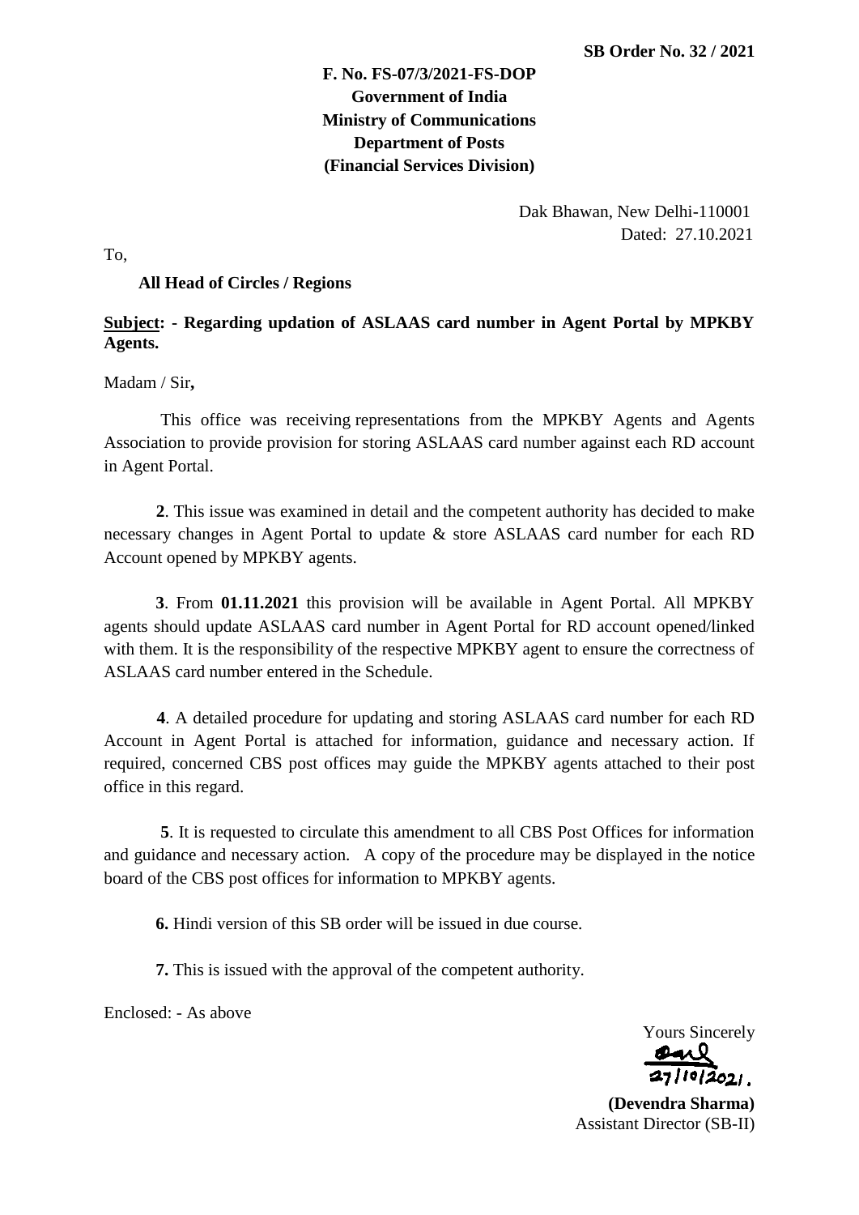**SB Order No. 32 / 2021**

**F. No. FS-07/3/2021-FS-DOP**
**Government of India**
**Ministry of Communications**
**Department of Posts**
**(Financial Services Division)**

Dak Bhawan, New Delhi-110001
Dated: 27.10.2021

To,

**All Head of Circles / Regions**

**<u>Subject</u>: - Regarding updation of ASLAAS card number in Agent Portal by MPKBY Agents.**

Madam / Sir**,**

This office was receiving representations from the MPKBY Agents and Agents Association to provide provision for storing ASLAAS card number against each RD account in Agent Portal.

**2**. This issue was examined in detail and the competent authority has decided to make necessary changes in Agent Portal to update & store ASLAAS card number for each RD Account opened by MPKBY agents.

**3**. From **01.11.2021** this provision will be available in Agent Portal. All MPKBY agents should update ASLAAS card number in Agent Portal for RD account opened/linked with them. It is the responsibility of the respective MPKBY agent to ensure the correctness of ASLAAS card number entered in the Schedule.

**4**. A detailed procedure for updating and storing ASLAAS card number for each RD Account in Agent Portal is attached for information, guidance and necessary action. If required, concerned CBS post offices may guide the MPKBY agents attached to their post office in this regard.

**5**. It is requested to circulate this amendment to all CBS Post Offices for information and guidance and necessary action. A copy of the procedure may be displayed in the notice board of the CBS post offices for information to MPKBY agents.

**6.** Hindi version of this SB order will be issued in due course.

**7.** This is issued with the approval of the competent authority.

Enclosed: - As above

Yours Sincerely

27/10/2021.

**(Devendra Sharma)**
Assistant Director (SB-II)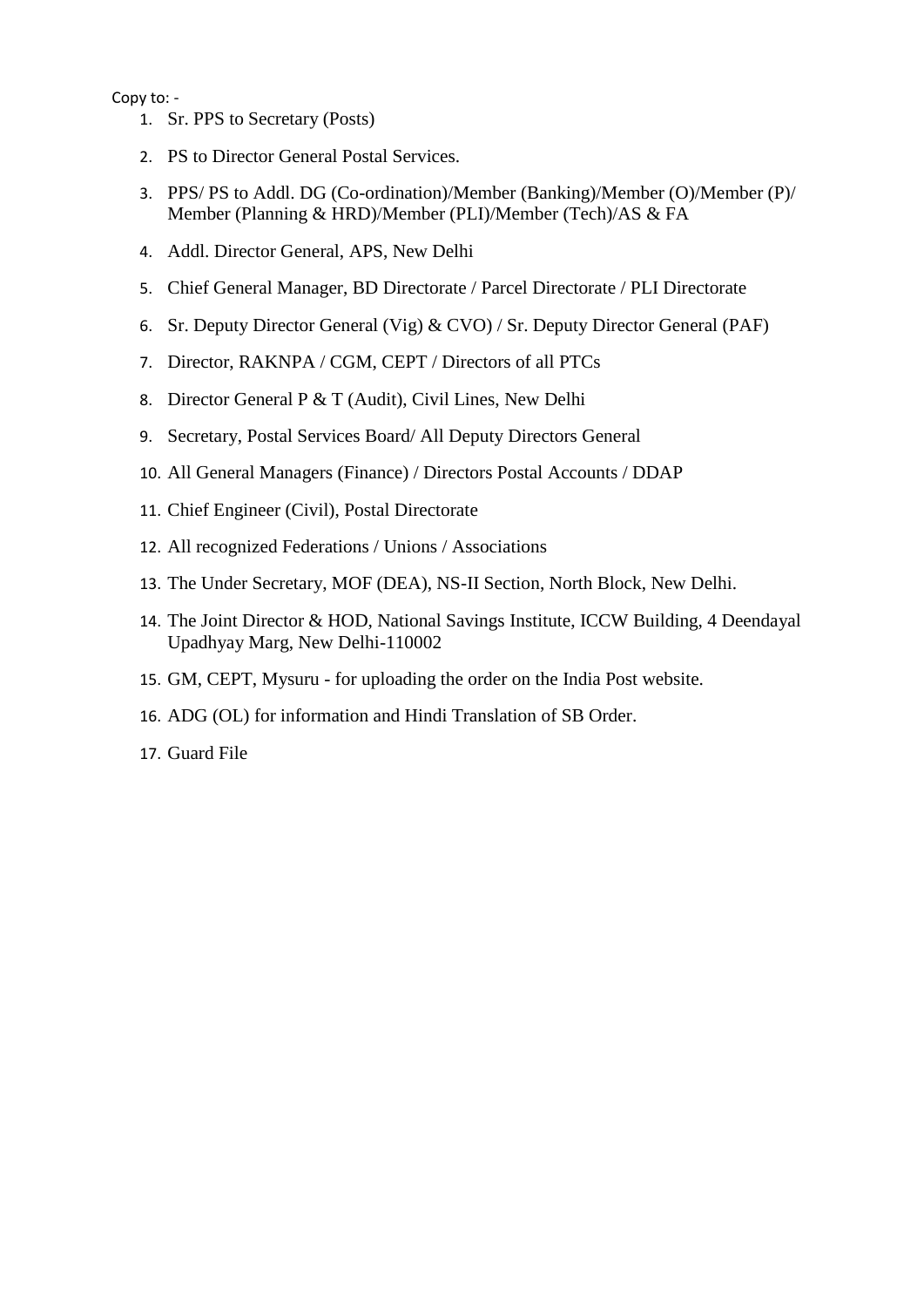Copy to: -

1. Sr. PPS to Secretary (Posts)
2. PS to Director General Postal Services.
3. PPS/ PS to Addl. DG (Co-ordination)/Member (Banking)/Member (O)/Member (P)/ Member (Planning & HRD)/Member (PLI)/Member (Tech)/AS & FA
4. Addl. Director General, APS, New Delhi
5. Chief General Manager, BD Directorate / Parcel Directorate / PLI Directorate
6. Sr. Deputy Director General (Vig) & CVO) / Sr. Deputy Director General (PAF)
7. Director, RAKNPA / CGM, CEPT / Directors of all PTCs
8. Director General P & T (Audit), Civil Lines, New Delhi
9. Secretary, Postal Services Board/ All Deputy Directors General
10. All General Managers (Finance) / Directors Postal Accounts / DDAP
11. Chief Engineer (Civil), Postal Directorate
12. All recognized Federations / Unions / Associations
13. The Under Secretary, MOF (DEA), NS-II Section, North Block, New Delhi.
14. The Joint Director & HOD, National Savings Institute, ICCW Building, 4 Deendayal Upadhyay Marg, New Delhi-110002
15. GM, CEPT, Mysuru - for uploading the order on the India Post website.
16. ADG (OL) for information and Hindi Translation of SB Order.
17. Guard File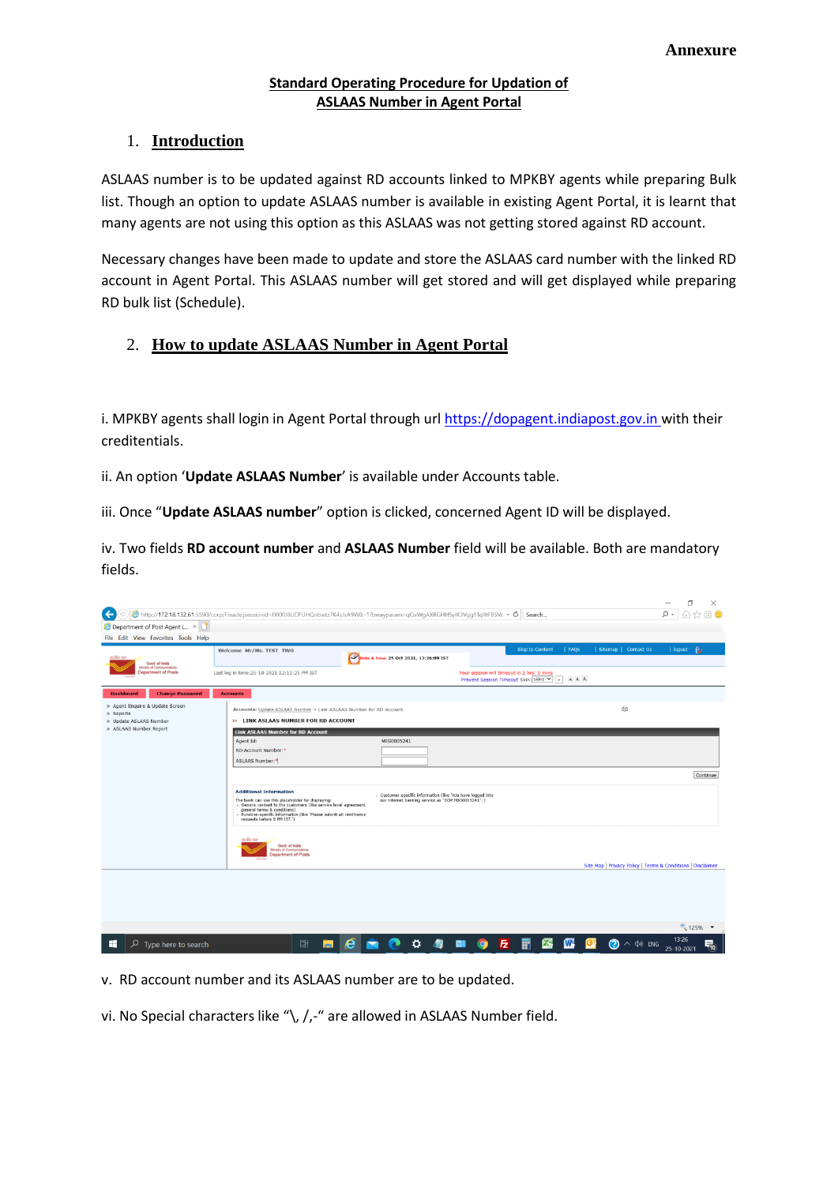**Annexure**

## Standard Operating Procedure for Updation of ASLAAS Number in Agent Portal

### 1. Introduction

ASLAAS number is to be updated against RD accounts linked to MPKBY agents while preparing Bulk list. Though an option to update ASLAAS number is available in existing Agent Portal, it is learnt that many agents are not using this option as this ASLAAS was not getting stored against RD account.

Necessary changes have been made to update and store the ASLAAS card number with the linked RD account in Agent Portal. This ASLAAS number will get stored and will get displayed while preparing RD bulk list (Schedule).

### 2. How to update ASLAAS Number in Agent Portal

i. MPKBY agents shall login in Agent Portal through url https://dopagent.indiapost.gov.in with their creditentials.

ii. An option '**Update ASLAAS Number**' is available under Accounts table.

iii. Once "**Update ASLAAS number**" option is clicked, concerned Agent ID will be displayed.

iv. Two fields **RD account number** and **ASLAAS Number** field will be available. Both are mandatory fields.

v. RD account number and its ASLAAS number are to be updated.

vi. No Special characters like "\, /,-" are allowed in ASLAAS Number field.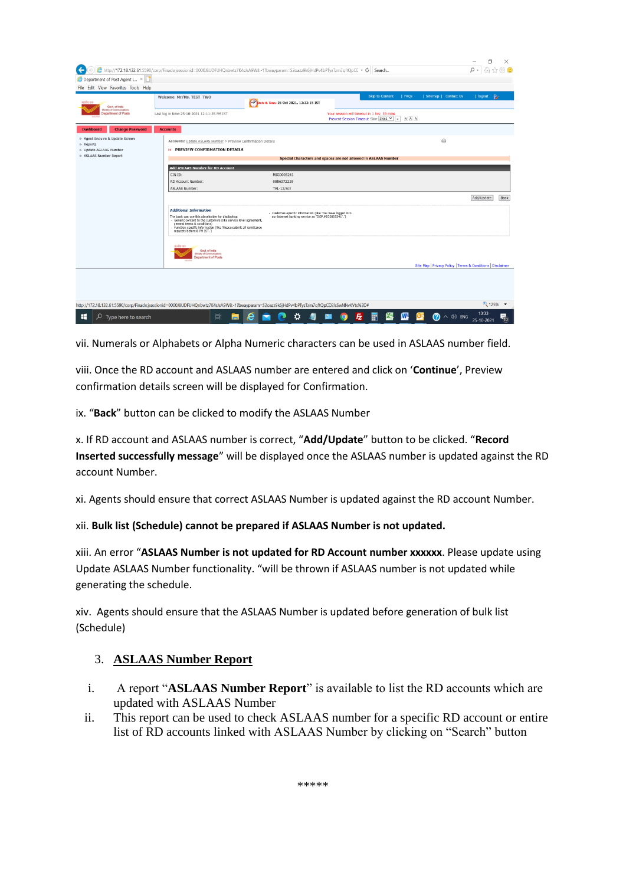vii. Numerals or Alphabets or Alpha Numeric characters can be used in ASLAAS number field.

viii. Once the RD account and ASLAAS number are entered and click on '**Continue**', Preview confirmation details screen will be displayed for Confirmation.

ix. "**Back**" button can be clicked to modify the ASLAAS Number

x. If RD account and ASLAAS number is correct, "**Add/Update**" button to be clicked. "**Record Inserted successfully message**" will be displayed once the ASLAAS number is updated against the RD account Number.

xi. Agents should ensure that correct ASLAAS Number is updated against the RD account Number.

xii. **Bulk list (Schedule) cannot be prepared if ASLAAS Number is not updated.**

xiii. An error "**ASLAAS Number is not updated for RD Account number xxxxxx**. Please update using Update ASLAAS Number functionality. "will be thrown if ASLAAS number is not updated while generating the schedule.

xiv. Agents should ensure that the ASLAAS Number is updated before generation of bulk list (Schedule)

3. **ASLAAS Number Report**

i. A report "**ASLAAS Number Report**" is available to list the RD accounts which are updated with ASLAAS Number

ii. This report can be used to check ASLAAS number for a specific RD account or entire list of RD accounts linked with ASLAAS Number by clicking on "Search" button

*****